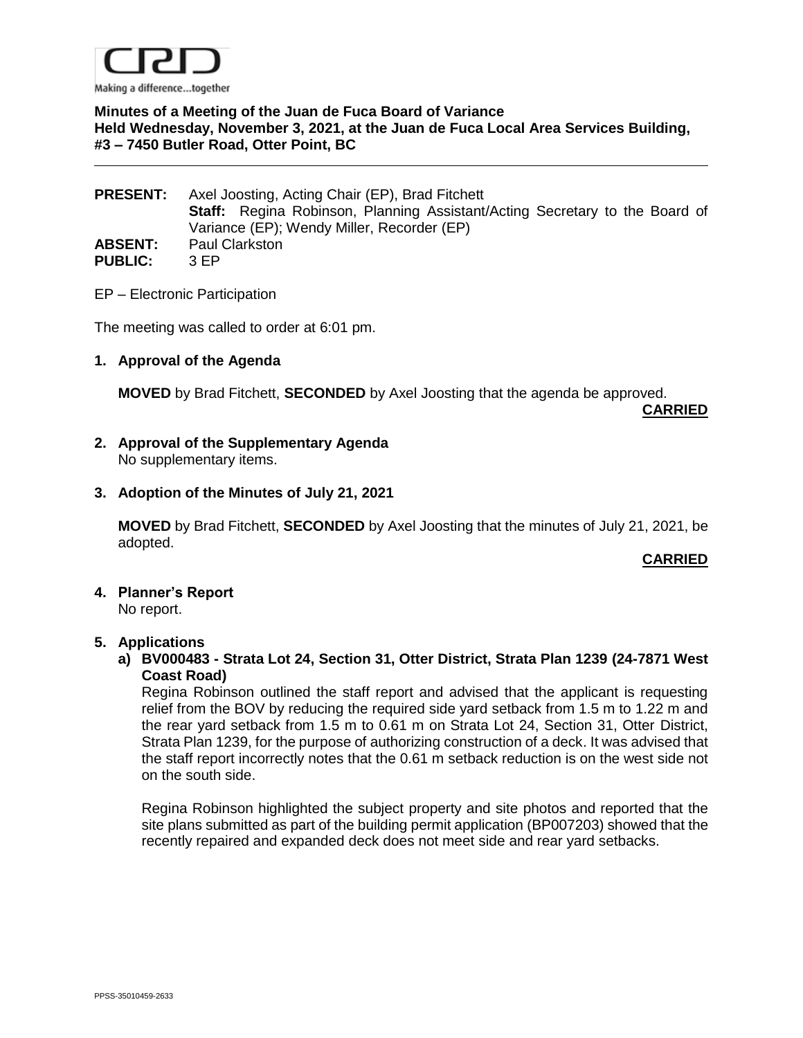Making a difference...together

**Minutes of a Meeting of the Juan de Fuca Board of Variance**
**Held Wednesday, November 3, 2021, at the Juan de Fuca Local Area Services Building, #3 – 7450 Butler Road, Otter Point, BC**

---

**PRESENT:** Axel Joosting, Acting Chair (EP), Brad Fitchett
**Staff:** Regina Robinson, Planning Assistant/Acting Secretary to the Board of Variance (EP); Wendy Miller, Recorder (EP)
**ABSENT:** Paul Clarkston
**PUBLIC:** 3 EP

EP – Electronic Participation

The meeting was called to order at 6:01 pm.

**1. Approval of the Agenda**

**MOVED** by Brad Fitchett, **SECONDED** by Axel Joosting that the agenda be approved.

**CARRIED**

**2. Approval of the Supplementary Agenda**
No supplementary items.

**3. Adoption of the Minutes of July 21, 2021**

**MOVED** by Brad Fitchett, **SECONDED** by Axel Joosting that the minutes of July 21, 2021, be adopted.

**CARRIED**

**4. Planner's Report**
No report.

**5. Applications**

**a) BV000483 - Strata Lot 24, Section 31, Otter District, Strata Plan 1239 (24-7871 West Coast Road)**

Regina Robinson outlined the staff report and advised that the applicant is requesting relief from the BOV by reducing the required side yard setback from 1.5 m to 1.22 m and the rear yard setback from 1.5 m to 0.61 m on Strata Lot 24, Section 31, Otter District, Strata Plan 1239, for the purpose of authorizing construction of a deck. It was advised that the staff report incorrectly notes that the 0.61 m setback reduction is on the west side not on the south side.

Regina Robinson highlighted the subject property and site photos and reported that the site plans submitted as part of the building permit application (BP007203) showed that the recently repaired and expanded deck does not meet side and rear yard setbacks.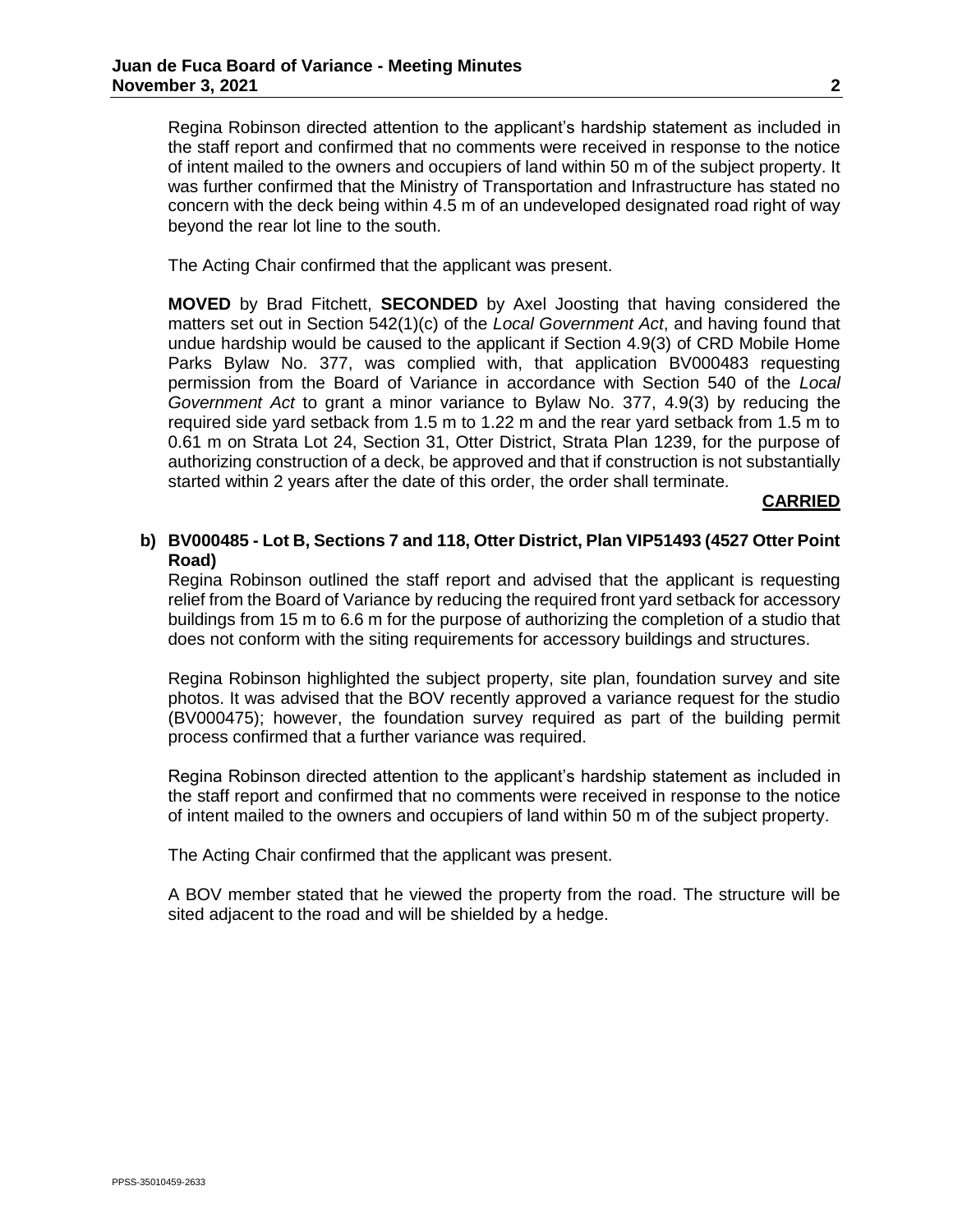Regina Robinson directed attention to the applicant's hardship statement as included in the staff report and confirmed that no comments were received in response to the notice of intent mailed to the owners and occupiers of land within 50 m of the subject property. It was further confirmed that the Ministry of Transportation and Infrastructure has stated no concern with the deck being within 4.5 m of an undeveloped designated road right of way beyond the rear lot line to the south.

The Acting Chair confirmed that the applicant was present.

**MOVED** by Brad Fitchett, **SECONDED** by Axel Joosting that having considered the matters set out in Section 542(1)(c) of the *Local Government Act*, and having found that undue hardship would be caused to the applicant if Section 4.9(3) of CRD Mobile Home Parks Bylaw No. 377, was complied with, that application BV000483 requesting permission from the Board of Variance in accordance with Section 540 of the *Local Government Act* to grant a minor variance to Bylaw No. 377, 4.9(3) by reducing the required side yard setback from 1.5 m to 1.22 m and the rear yard setback from 1.5 m to 0.61 m on Strata Lot 24, Section 31, Otter District, Strata Plan 1239, for the purpose of authorizing construction of a deck, be approved and that if construction is not substantially started within 2 years after the date of this order, the order shall terminate.

**CARRIED**

**b) BV000485 - Lot B, Sections 7 and 118, Otter District, Plan VIP51493 (4527 Otter Point Road)**

Regina Robinson outlined the staff report and advised that the applicant is requesting relief from the Board of Variance by reducing the required front yard setback for accessory buildings from 15 m to 6.6 m for the purpose of authorizing the completion of a studio that does not conform with the siting requirements for accessory buildings and structures.

Regina Robinson highlighted the subject property, site plan, foundation survey and site photos. It was advised that the BOV recently approved a variance request for the studio (BV000475); however, the foundation survey required as part of the building permit process confirmed that a further variance was required.

Regina Robinson directed attention to the applicant's hardship statement as included in the staff report and confirmed that no comments were received in response to the notice of intent mailed to the owners and occupiers of land within 50 m of the subject property.

The Acting Chair confirmed that the applicant was present.

A BOV member stated that he viewed the property from the road. The structure will be sited adjacent to the road and will be shielded by a hedge.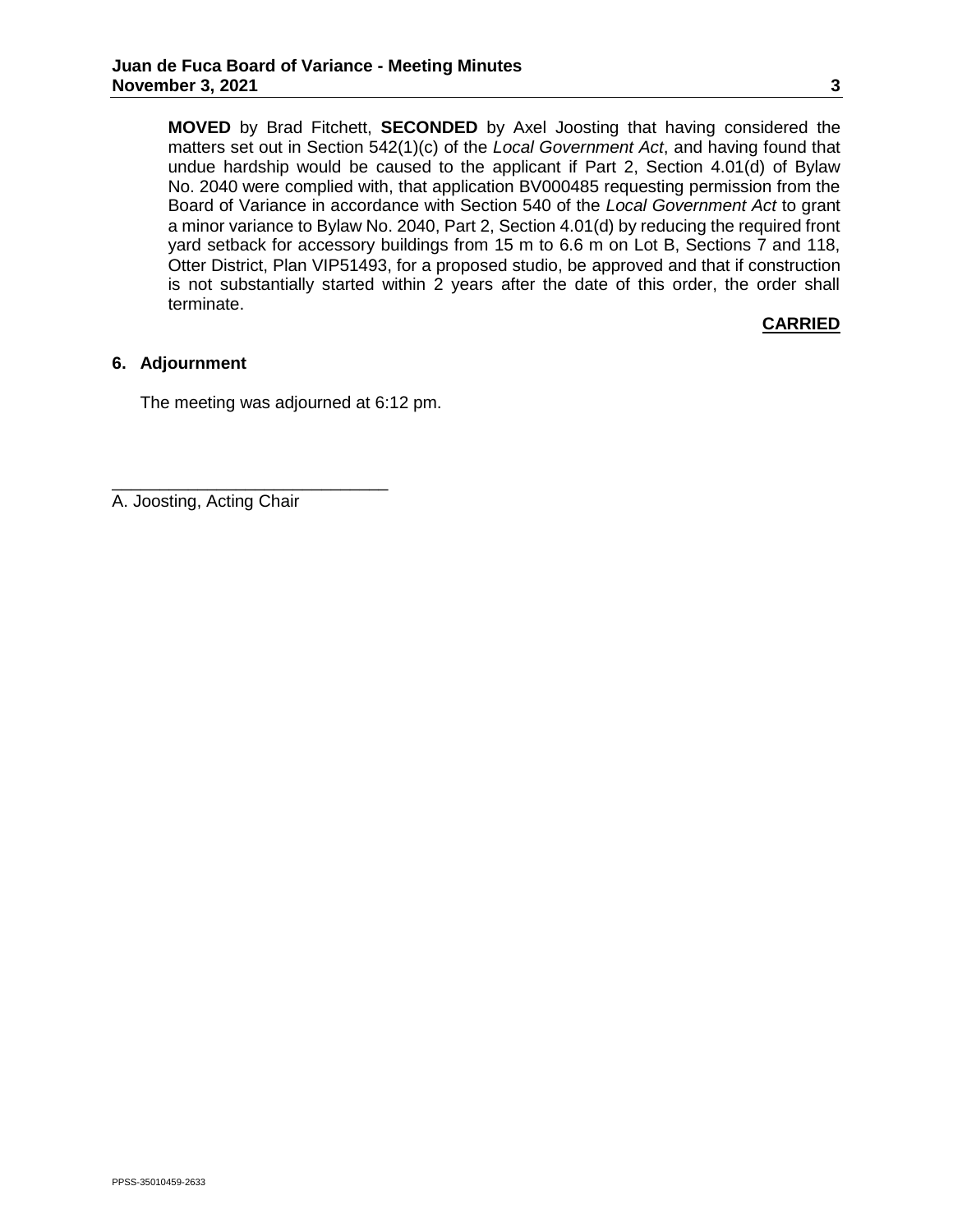**MOVED** by Brad Fitchett, **SECONDED** by Axel Joosting that having considered the matters set out in Section 542(1)(c) of the *Local Government Act*, and having found that undue hardship would be caused to the applicant if Part 2, Section 4.01(d) of Bylaw No. 2040 were complied with, that application BV000485 requesting permission from the Board of Variance in accordance with Section 540 of the *Local Government Act* to grant a minor variance to Bylaw No. 2040, Part 2, Section 4.01(d) by reducing the required front yard setback for accessory buildings from 15 m to 6.6 m on Lot B, Sections 7 and 118, Otter District, Plan VIP51493, for a proposed studio, be approved and that if construction is not substantially started within 2 years after the date of this order, the order shall terminate.

**CARRIED**

## 6. Adjournment

The meeting was adjourned at 6:12 pm.

\_\_\_\_\_\_\_\_\_\_\_\_\_\_\_\_\_\_\_\_\_\_\_\_\_\_\_\_\_\_

A. Joosting, Acting Chair

PPSS-35010459-2633